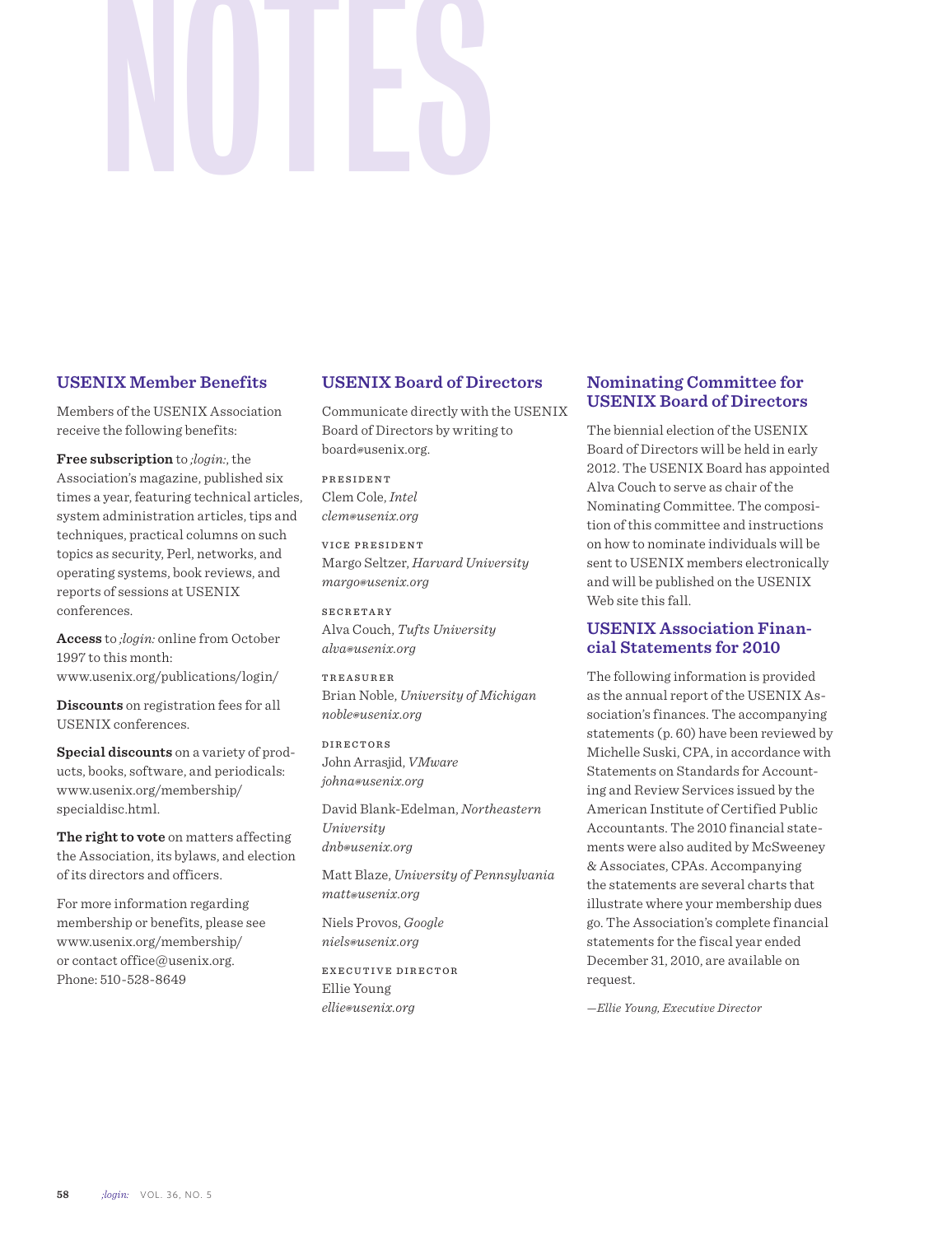# NOTES

## USENIX Member Benefits

Members of the USENIX Association receive the following benefits:

**Free subscription** to *;login:*, the Association's magazine, published six times a year, featuring technical articles, system administration articles, tips and techniques, practical columns on such topics as security, Perl, networks, and operating systems, book reviews, and reports of sessions at USENIX conferences.

**Access** to *;login:* online from October 1997 to this month: www.usenix.org/publications/login/

**Discounts** on registration fees for all USENIX conferences.

**Special discounts** on a variety of products, books, software, and periodicals: www.usenix.org/membership/specialdisc.html.

**The right to vote** on matters affecting the Association, its bylaws, and election of its directors and officers.

For more information regarding membership or benefits, please see www.usenix.org/membership/ or contact office@usenix.org. Phone: 510-528-8649

## USENIX Board of Directors

Communicate directly with the USENIX Board of Directors by writing to board@usenix.org.

PRESIDENT
Clem Cole, *Intel*
*clem@usenix.org*

VICE PRESIDENT
Margo Seltzer, *Harvard University*
*margo@usenix.org*

SECRETARY
Alva Couch, *Tufts University*
*alva@usenix.org*

TREASURER
Brian Noble, *University of Michigan*
*noble@usenix.org*

DIRECTORS
John Arrasjid, *VMware*
*johna@usenix.org*

David Blank-Edelman, *Northeastern University*
*dnb@usenix.org*

Matt Blaze, *University of Pennsylvania*
*matt@usenix.org*

Niels Provos, *Google*
*niels@usenix.org*

EXECUTIVE DIRECTOR
Ellie Young
*ellie@usenix.org*

## Nominating Committee for USENIX Board of Directors

The biennial election of the USENIX Board of Directors will be held in early 2012. The USENIX Board has appointed Alva Couch to serve as chair of the Nominating Committee. The composition of this committee and instructions on how to nominate individuals will be sent to USENIX members electronically and will be published on the USENIX Web site this fall.

## USENIX Association Financial Statements for 2010

The following information is provided as the annual report of the USENIX Association's finances. The accompanying statements (p. 60) have been reviewed by Michelle Suski, CPA, in accordance with Statements on Standards for Accounting and Review Services issued by the American Institute of Certified Public Accountants. The 2010 financial statements were also audited by McSweeney & Associates, CPAs. Accompanying the statements are several charts that illustrate where your membership dues go. The Association's complete financial statements for the fiscal year ended December 31, 2010, are available on request.

*—Ellie Young, Executive Director*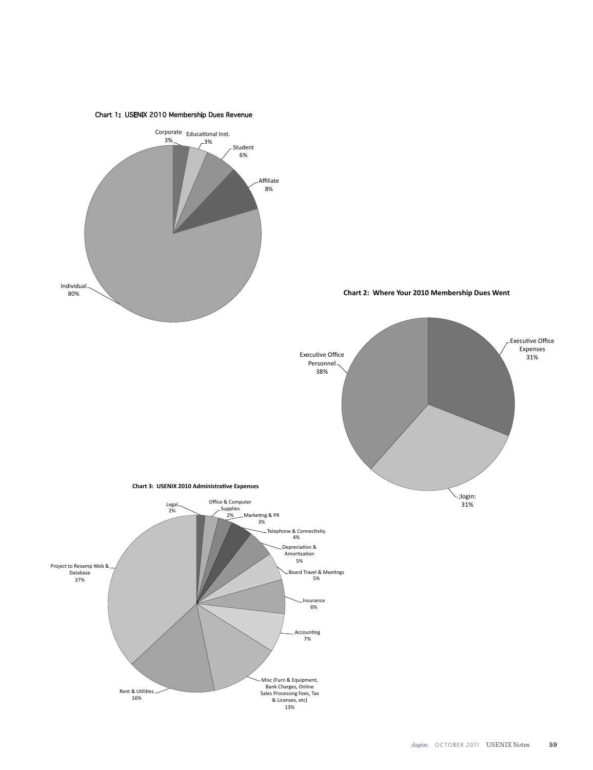**Chart 1: USENIX 2010 Membership Dues Revenue**

Corporate
3%

Educational Inst.
3%

Student
6%

Affiliate
8%

Individual
80%

**Chart 2: Where Your 2010 Membership Dues Went**

Executive Office
Expenses
31%

Executive Office
Personnel
38%

;login:
31%

**Chart 3: USENIX 2010 Administrative Expenses**

Legal
2%

Office & Computer
Supplies
2%

Marketing & PR
3%

Telephone & Connectivity
4%

Depreciation &
Amortization
5%

Board Travel & Meetings
5%

Insurance
6%

Accounting
7%

Misc (Furn & Equipment,
Bank Charges, Online
Sales Processing Fees, Tax
& Licenses, etc)
13%

Rent & Utilities
16%

Project to Revamp Web &
Database
37%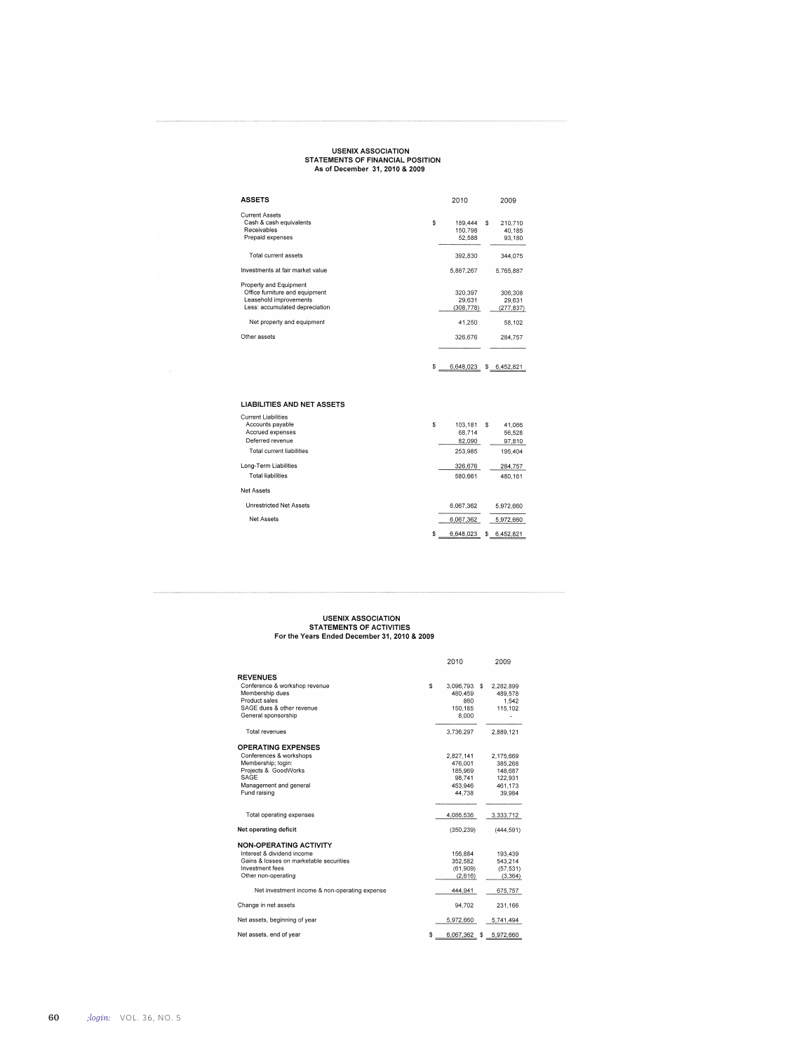**USENIX ASSOCIATION**
**STATEMENTS OF FINANCIAL POSITION**
**As of December 31, 2010 & 2009**

| | 2010 | 2009 |
|---|---|---|
| **ASSETS** | | |
| Current Assets | | |
| Cash & cash equivalents | $ 189,444 | $ 210,710 |
| Receivables | 150,798 | 40,185 |
| Prepaid expenses | 52,588 | 93,180 |
| Total current assets | 392,830 | 344,075 |
| Investments at fair market value | 5,887,267 | 5,765,887 |
| Property and Equipment | | |
| Office furniture and equipment | 320,397 | 306,308 |
| Leasehold improvements | 29,631 | 29,631 |
| Less: accumulated depreciation | (308,778) | (277,837) |
| Net property and equipment | 41,250 | 58,102 |
| Other assets | 326,676 | 284,757 |
| | $ 6,648,023 | $ 6,452,821 |
| **LIABILITIES AND NET ASSETS** | | |
| Current Liabilities | | |
| Accounts payable | $ 103,181 | $ 41,066 |
| Accrued expenses | 68,714 | 56,528 |
| Deferred revenue | 82,090 | 97,810 |
| Total current liabilities | 253,985 | 195,404 |
| Long-Term Liabilities | 326,676 | 284,757 |
| Total liabilities | 580,661 | 480,161 |
| Net Assets | | |
| Unrestricted Net Assets | 6,067,362 | 5,972,660 |
| Net Assets | 6,067,362 | 5,972,660 |
| | $ 6,648,023 | $ 6,452,821 |

**USENIX ASSOCIATION**
**STATEMENTS OF ACTIVITIES**
**For the Years Ended December 31, 2010 & 2009**

| | 2010 | 2009 |
|---|---|---|
| **REVENUES** | | |
| Conference & workshop revenue | $ 3,096,793 | $ 2,282,899 |
| Membership dues | 480,459 | 489,578 |
| Product sales | 860 | 1,542 |
| SAGE dues & other revenue | 150,185 | 115,102 |
| General sponsorship | 8,000 | - |
| Total revenues | 3,736,297 | 2,889,121 |
| **OPERATING EXPENSES** | | |
| Conferences & workshops | 2,827,141 | 2,175,669 |
| Membership; login: | 476,001 | 385,268 |
| Projects & GoodWorks | 185,969 | 148,687 |
| SAGE | 98,741 | 122,931 |
| Management and general | 453,946 | 461,173 |
| Fund raising | 44,738 | 39,984 |
| Total operating expenses | 4,086,536 | 3,333,712 |
| **Net operating deficit** | (350,239) | (444,591) |
| **NON-OPERATING ACTIVITY** | | |
| Interest & dividend income | 156,884 | 193,439 |
| Gains & losses on marketable securities | 352,582 | 543,214 |
| Investment fees | (61,909) | (57,531) |
| Other non-operating | (2,616) | (3,364) |
| Net investment income & non-operating expense | 444,941 | 675,757 |
| Change in net assets | 94,702 | 231,166 |
| Net assets, beginning of year | 5,972,660 | 5,741,494 |
| Net assets, end of year | $ 6,067,362 | $ 5,972,660 |